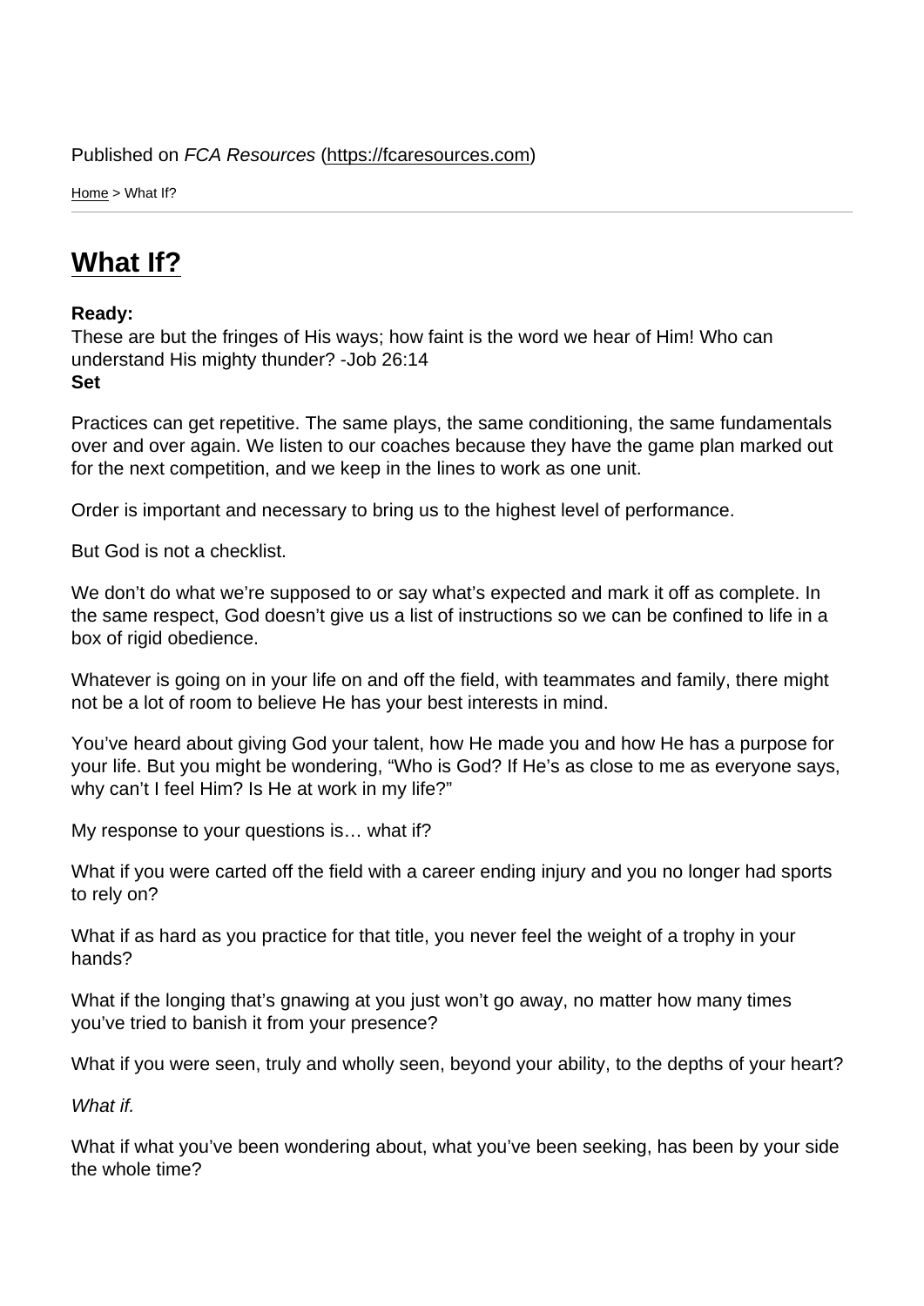Published on *FCA Resources* (https://fcaresources.com)

Home > What If?

# What If?

**Ready:**
These are but the fringes of His ways; how faint is the word we hear of Him! Who can understand His mighty thunder? -Job 26:14
**Set**

Practices can get repetitive. The same plays, the same conditioning, the same fundamentals over and over again. We listen to our coaches because they have the game plan marked out for the next competition, and we keep in the lines to work as one unit.

Order is important and necessary to bring us to the highest level of performance.

But God is not a checklist.

We don't do what we're supposed to or say what's expected and mark it off as complete. In the same respect, God doesn't give us a list of instructions so we can be confined to life in a box of rigid obedience.

Whatever is going on in your life on and off the field, with teammates and family, there might not be a lot of room to believe He has your best interests in mind.

You've heard about giving God your talent, how He made you and how He has a purpose for your life. But you might be wondering, "Who is God? If He's as close to me as everyone says, why can't I feel Him? Is He at work in my life?"

My response to your questions is… what if?

What if you were carted off the field with a career ending injury and you no longer had sports to rely on?

What if as hard as you practice for that title, you never feel the weight of a trophy in your hands?

What if the longing that's gnawing at you just won't go away, no matter how many times you've tried to banish it from your presence?

What if you were seen, truly and wholly seen, beyond your ability, to the depths of your heart?

*What if.*

What if what you've been wondering about, what you've been seeking, has been by your side the whole time?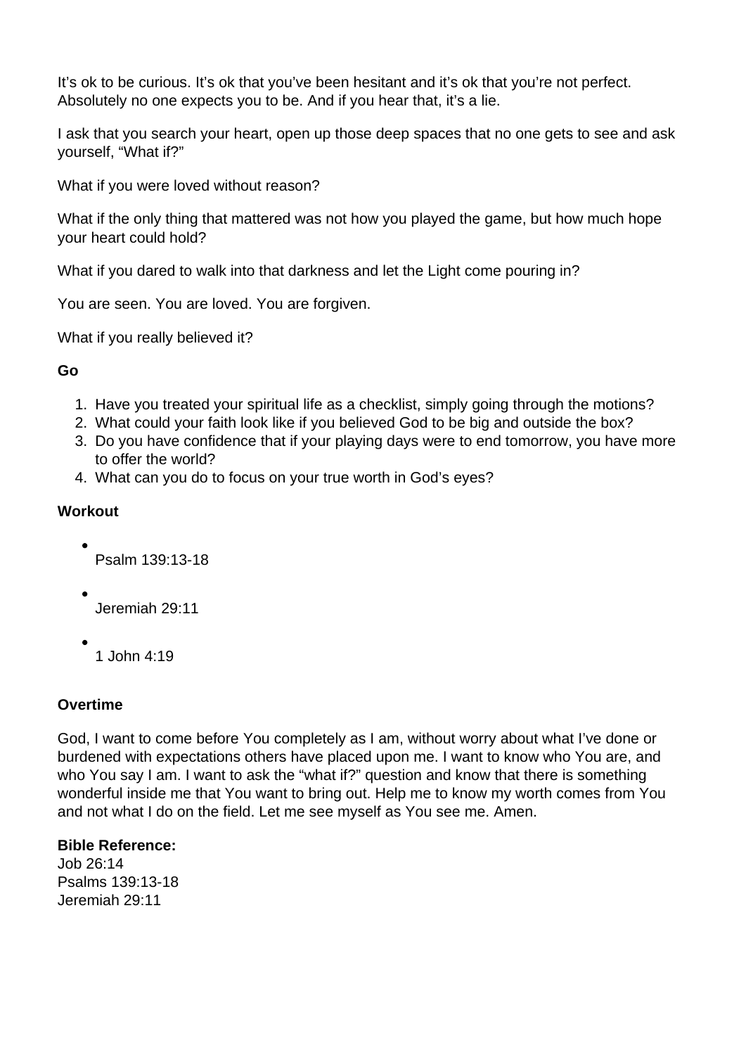It’s ok to be curious. It’s ok that you’ve been hesitant and it’s ok that you’re not perfect. Absolutely no one expects you to be. And if you hear that, it’s a lie.

I ask that you search your heart, open up those deep spaces that no one gets to see and ask yourself, “What if?”

What if you were loved without reason?

What if the only thing that mattered was not how you played the game, but how much hope your heart could hold?

What if you dared to walk into that darkness and let the Light come pouring in?

You are seen. You are loved. You are forgiven.

What if you really believed it?

**Go**

1. Have you treated your spiritual life as a checklist, simply going through the motions?
2. What could your faith look like if you believed God to be big and outside the box?
3. Do you have confidence that if your playing days were to end tomorrow, you have more to offer the world?
4. What can you do to focus on your true worth in God’s eyes?

**Workout**

- Psalm 139:13-18
- Jeremiah 29:11
- 1 John 4:19

**Overtime**

God, I want to come before You completely as I am, without worry about what I’ve done or burdened with expectations others have placed upon me. I want to know who You are, and who You say I am. I want to ask the “what if?” question and know that there is something wonderful inside me that You want to bring out. Help me to know my worth comes from You and not what I do on the field. Let me see myself as You see me. Amen.

**Bible Reference:**
Job 26:14
Psalms 139:13-18
Jeremiah 29:11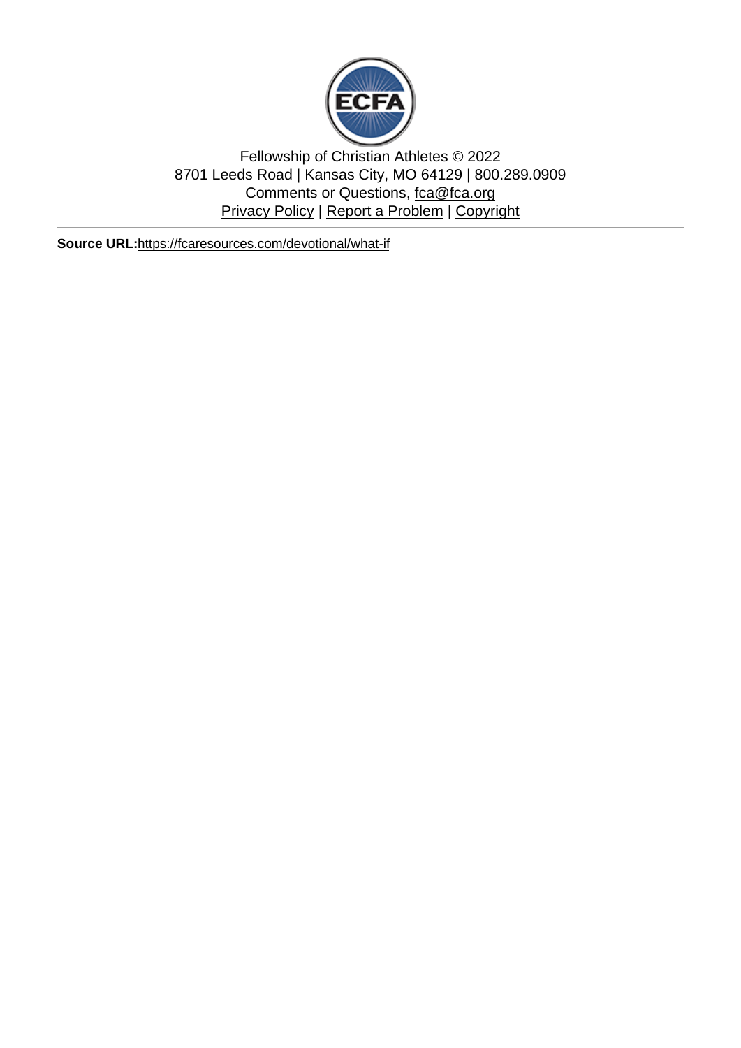Fellowship of Christian Athletes © 2022
8701 Leeds Road | Kansas City, MO 64129 | 800.289.0909
Comments or Questions, fca@fca.org
Privacy Policy | Report a Problem | Copyright

---

**Source URL:**https://fcaresources.com/devotional/what-if